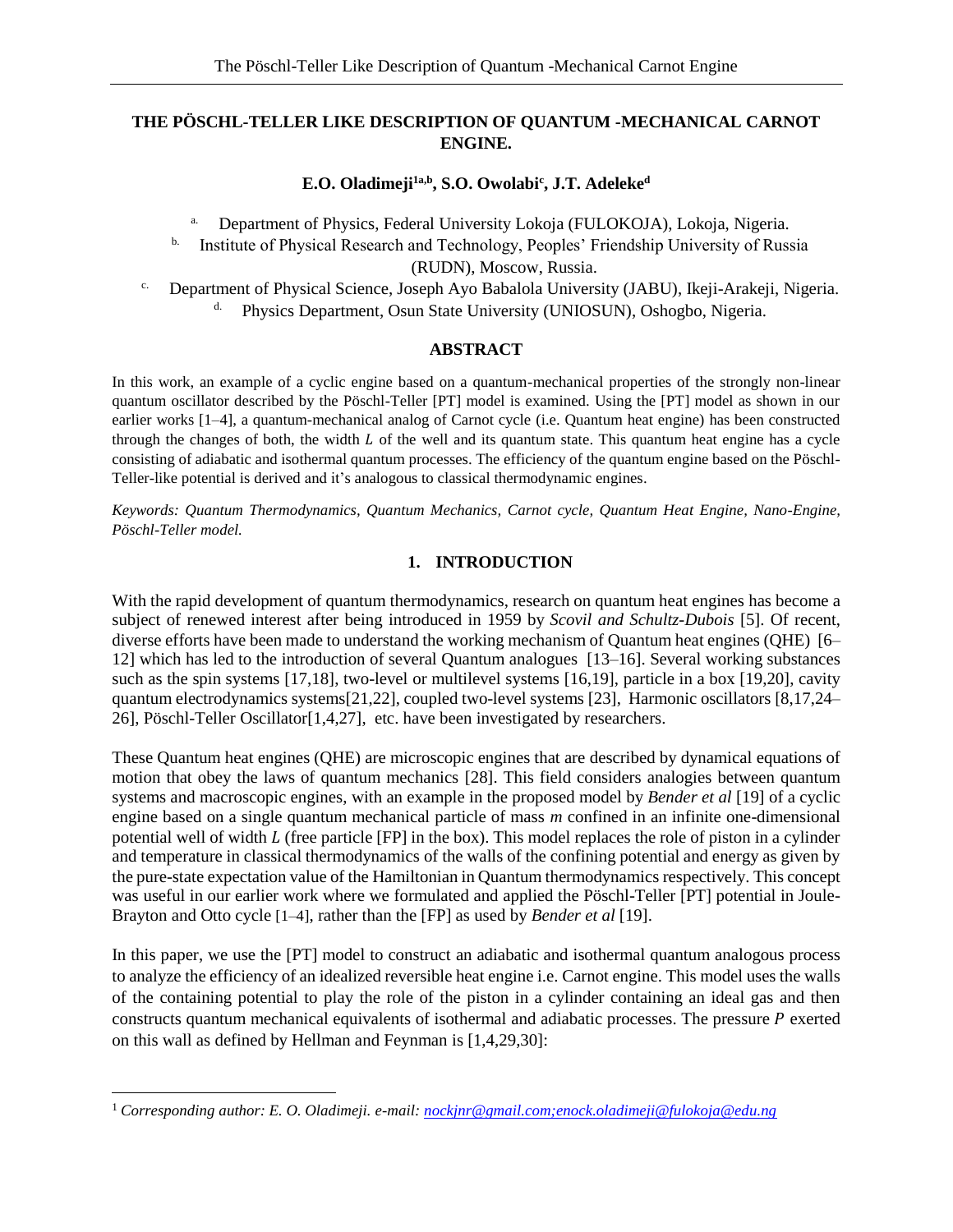# THE PÖSCHL-TELLER LIKE DESCRIPTION OF QUANTUM -MECHANICAL CARNOT ENGINE.

**E.O. Oladimeji[1a,b], S.O. Owolabi[c], J.T. Adeleke[d]**

[a] Department of Physics, Federal University Lokoja (FULOKOJA), Lokoja, Nigeria.

[b] Institute of Physical Research and Technology, Peoples' Friendship University of Russia (RUDN), Moscow, Russia.

[c] Department of Physical Science, Joseph Ayo Babalola University (JABU), Ikeji-Arakeji, Nigeria.

[d] Physics Department, Osun State University (UNIOSUN), Oshogbo, Nigeria.

## ABSTRACT

In this work, an example of a cyclic engine based on a quantum-mechanical properties of the strongly non-linear quantum oscillator described by the Pöschl-Teller [PT] model is examined. Using the [PT] model as shown in our earlier works [1–4], a quantum-mechanical analog of Carnot cycle (i.e. Quantum heat engine) has been constructed through the changes of both, the width $L$ of the well and its quantum state. This quantum heat engine has a cycle consisting of adiabatic and isothermal quantum processes. The efficiency of the quantum engine based on the Pöschl-Teller-like potential is derived and it's analogous to classical thermodynamic engines.

*Keywords: Quantum Thermodynamics, Quantum Mechanics, Carnot cycle, Quantum Heat Engine, Nano-Engine, Pöschl-Teller model.*

## 1. INTRODUCTION

With the rapid development of quantum thermodynamics, research on quantum heat engines has become a subject of renewed interest after being introduced in 1959 by *Scovil and Schultz-Dubois* [5]. Of recent, diverse efforts have been made to understand the working mechanism of Quantum heat engines (QHE) [6–12] which has led to the introduction of several Quantum analogues [13–16]. Several working substances such as the spin systems [17,18], two-level or multilevel systems [16,19], particle in a box [19,20], cavity quantum electrodynamics systems[21,22], coupled two-level systems [23], Harmonic oscillators [8,17,24–26], Pöschl-Teller Oscillator[1,4,27], etc. have been investigated by researchers.

These Quantum heat engines (QHE) are microscopic engines that are described by dynamical equations of motion that obey the laws of quantum mechanics [28]. This field considers analogies between quantum systems and macroscopic engines, with an example in the proposed model by *Bender et al* [19] of a cyclic engine based on a single quantum mechanical particle of mass $m$ confined in an infinite one-dimensional potential well of width $L$ (free particle [FP] in the box). This model replaces the role of piston in a cylinder and temperature in classical thermodynamics of the walls of the confining potential and energy as given by the pure-state expectation value of the Hamiltonian in Quantum thermodynamics respectively. This concept was useful in our earlier work where we formulated and applied the Pöschl-Teller [PT] potential in Joule-Brayton and Otto cycle [1–4], rather than the [FP] as used by *Bender et al* [19].

In this paper, we use the [PT] model to construct an adiabatic and isothermal quantum analogous process to analyze the efficiency of an idealized reversible heat engine i.e. Carnot engine. This model uses the walls of the containing potential to play the role of the piston in a cylinder containing an ideal gas and then constructs quantum mechanical equivalents of isothermal and adiabatic processes. The pressure $P$ exerted on this wall as defined by Hellman and Feynman is [1,4,29,30]:

[1] *Corresponding author: E. O. Oladimeji. e-mail: nockjnr@gmail.com;enock.oladimeji@fulokoja@edu.ng*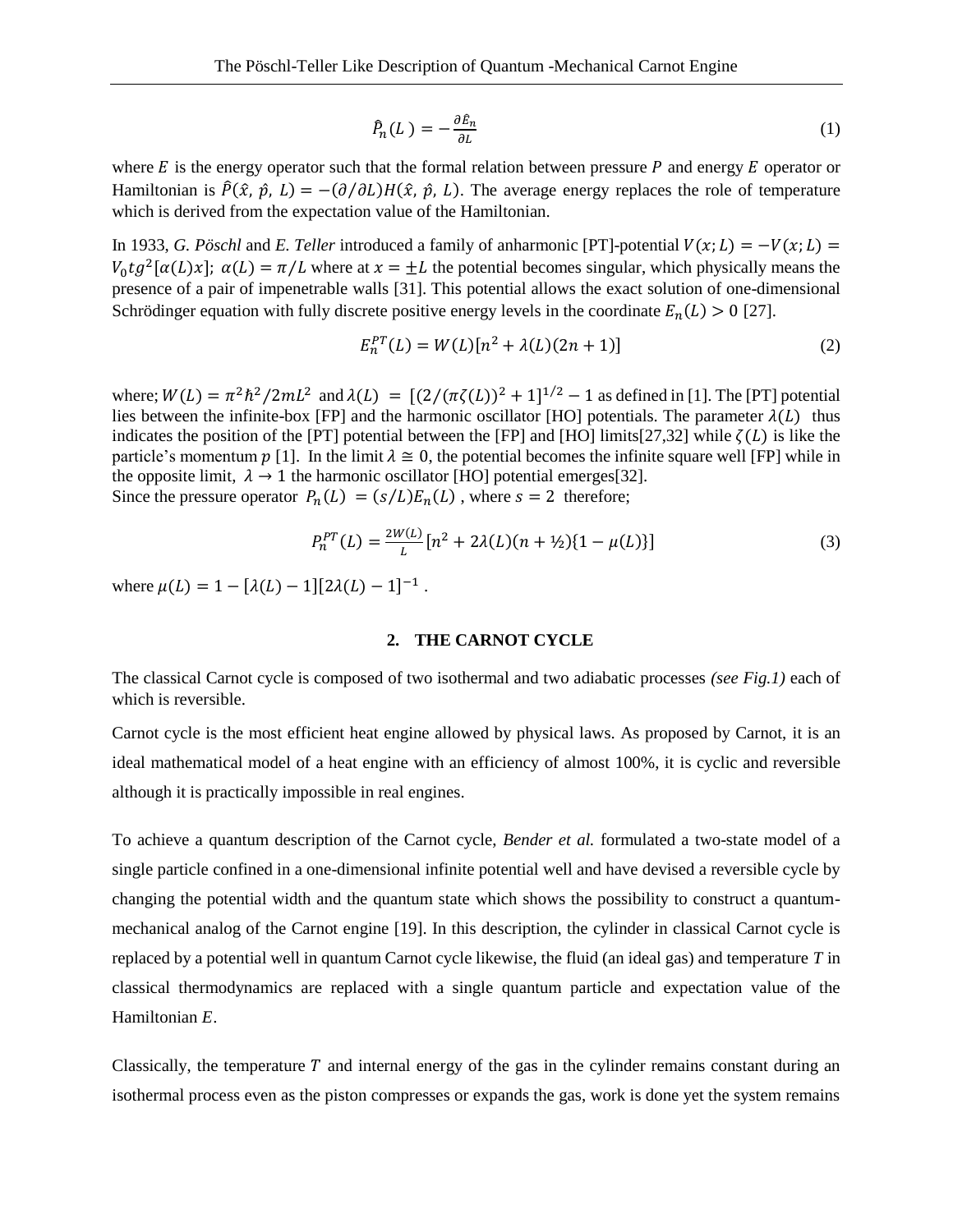$$\hat{P}_n(L) = -\frac{\partial \hat{E}_n}{\partial L} \tag{1}$$

where $E$ is the energy operator such that the formal relation between pressure $P$ and energy $E$ operator or Hamiltonian is $\hat{P}(\hat{x},\, \hat{p},\, L) = -(\partial/\partial L)H(\hat{x},\, \hat{p},\, L)$. The average energy replaces the role of temperature which is derived from the expectation value of the Hamiltonian.

In 1933, *G. Pöschl* and *E. Teller* introduced a family of anharmonic [PT]-potential $V(x;L) = -V(x;L) = V_0 tg^2[\alpha(L)x];\ \alpha(L) = \pi/L$ where at $x = \pm L$ the potential becomes singular, which physically means the presence of a pair of impenetrable walls [31]. This potential allows the exact solution of one-dimensional Schrödinger equation with fully discrete positive energy levels in the coordinate $E_n(L) > 0$ [27].

$$E_n^{PT}(L) = W(L)[n^2 + \lambda(L)(2n+1)] \tag{2}$$

where; $W(L) = \pi^2\hbar^2/2mL^2$ and $\lambda(L) = [(2/(\pi\zeta(L))^2 + 1]^{1/2} - 1$ as defined in [1]. The [PT] potential lies between the infinite-box [FP] and the harmonic oscillator [HO] potentials. The parameter $\lambda(L)$ thus indicates the position of the [PT] potential between the [FP] and [HO] limits[27,32] while $\zeta(L)$ is like the particle's momentum $p$ [1]. In the limit $\lambda \cong 0$, the potential becomes the infinite square well [FP] while in the opposite limit, $\lambda \to 1$ the harmonic oscillator [HO] potential emerges[32].
Since the pressure operator $P_n(L) = (s/L)E_n(L)$, where $s = 2$ therefore;

$$P_n^{PT}(L) = \frac{2W(L)}{L}[n^2 + 2\lambda(L)(n + ½)\{1 - \mu(L)\}] \tag{3}$$

where $\mu(L) = 1 - [\lambda(L) - 1][2\lambda(L) - 1]^{-1}$.

## 2. THE CARNOT CYCLE

The classical Carnot cycle is composed of two isothermal and two adiabatic processes *(see Fig.1)* each of which is reversible.

Carnot cycle is the most efficient heat engine allowed by physical laws. As proposed by Carnot, it is an ideal mathematical model of a heat engine with an efficiency of almost 100%, it is cyclic and reversible although it is practically impossible in real engines.

To achieve a quantum description of the Carnot cycle, *Bender et al.* formulated a two-state model of a single particle confined in a one-dimensional infinite potential well and have devised a reversible cycle by changing the potential width and the quantum state which shows the possibility to construct a quantum-mechanical analog of the Carnot engine [19]. In this description, the cylinder in classical Carnot cycle is replaced by a potential well in quantum Carnot cycle likewise, the fluid (an ideal gas) and temperature $T$ in classical thermodynamics are replaced with a single quantum particle and expectation value of the Hamiltonian $E$.

Classically, the temperature $T$ and internal energy of the gas in the cylinder remains constant during an isothermal process even as the piston compresses or expands the gas, work is done yet the system remains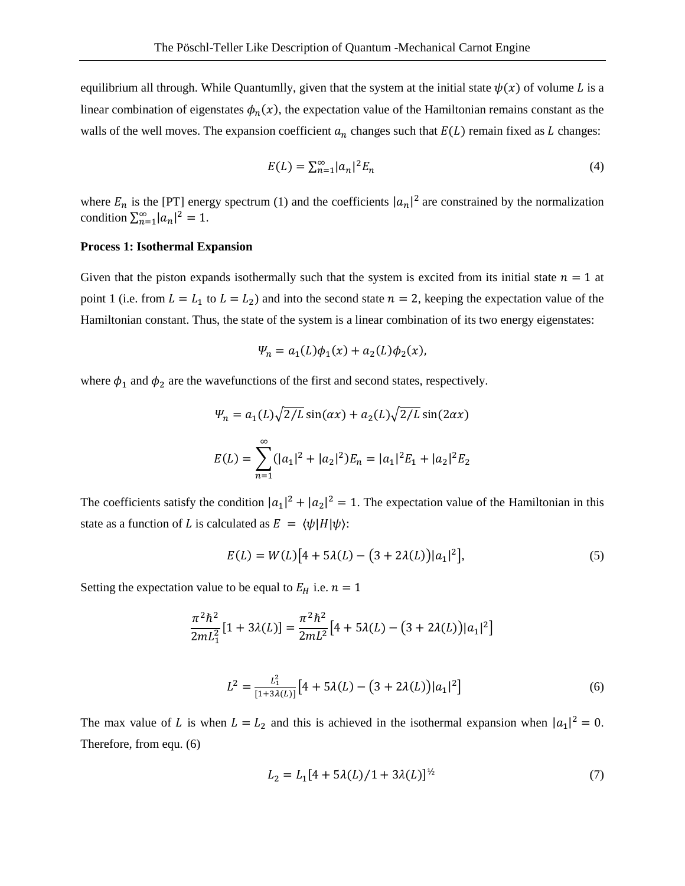equilibrium all through. While Quantumlly, given that the system at the initial state $\psi(x)$ of volume $L$ is a linear combination of eigenstates $\phi_n(x)$, the expectation value of the Hamiltonian remains constant as the walls of the well moves. The expansion coefficient $a_n$ changes such that $E(L)$ remain fixed as $L$ changes:

$$E(L) = \sum_{n=1}^{\infty} |a_n|^2 E_n \tag{4}$$

where $E_n$ is the [PT] energy spectrum (1) and the coefficients $|a_n|^2$ are constrained by the normalization condition $\sum_{n=1}^{\infty} |a_n|^2 = 1$.

**Process 1: Isothermal Expansion**

Given that the piston expands isothermally such that the system is excited from its initial state $n = 1$ at point 1 (i.e. from $L = L_1$ to $L = L_2$) and into the second state $n = 2$, keeping the expectation value of the Hamiltonian constant. Thus, the state of the system is a linear combination of its two energy eigenstates:

$$\Psi_n = a_1(L)\phi_1(x) + a_2(L)\phi_2(x),$$

where $\phi_1$ and $\phi_2$ are the wavefunctions of the first and second states, respectively.

$$\Psi_n = a_1(L)\sqrt{2/L}\sin(\alpha x) + a_2(L)\sqrt{2/L}\sin(2\alpha x)$$

$$E(L) = \sum_{n=1}^{\infty} (|a_1|^2 + |a_2|^2)E_n = |a_1|^2 E_1 + |a_2|^2 E_2$$

The coefficients satisfy the condition $|a_1|^2 + |a_2|^2 = 1$. The expectation value of the Hamiltonian in this state as a function of $L$ is calculated as $E = \langle\psi|H|\psi\rangle$:

$$E(L) = W(L)\left[4 + 5\lambda(L) - \left(3 + 2\lambda(L)\right)|a_1|^2\right], \tag{5}$$

Setting the expectation value to be equal to $E_H$ i.e. $n = 1$

$$\frac{\pi^2\hbar^2}{2mL_1^2}[1 + 3\lambda(L)] = \frac{\pi^2\hbar^2}{2mL^2}\left[4 + 5\lambda(L) - \left(3 + 2\lambda(L)\right)|a_1|^2\right]$$

$$L^2 = \frac{L_1^2}{[1+3\lambda(L)]}\left[4 + 5\lambda(L) - \left(3 + 2\lambda(L)\right)|a_1|^2\right] \tag{6}$$

The max value of $L$ is when $L = L_2$ and this is achieved in the isothermal expansion when $|a_1|^2 = 0$. Therefore, from equ. (6)

$$L_2 = L_1[4 + 5\lambda(L)/1 + 3\lambda(L)]^{½} \tag{7}$$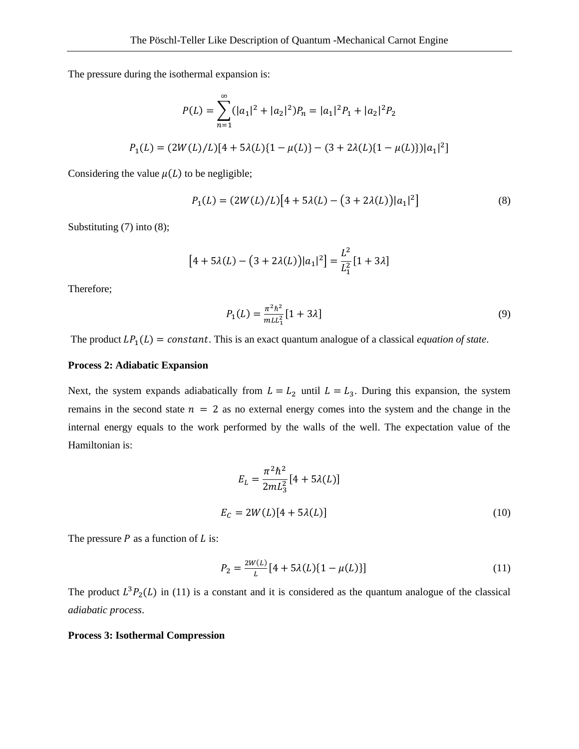The pressure during the isothermal expansion is:

$$P(L) = \sum_{n=1}^{\infty}(|a_1|^2 + |a_2|^2)P_n = |a_1|^2P_1 + |a_2|^2P_2$$

$$P_1(L) = (2W(L)/L)[4 + 5\lambda(L)\{1 - \mu(L)\} - (3 + 2\lambda(L)\{1 - \mu(L)\})|a_1|^2]$$

Considering the value $\mu(L)$ to be negligible;

$$P_1(L) = (2W(L)/L)\left[4 + 5\lambda(L) - \left(3 + 2\lambda(L)\right)|a_1|^2\right] \tag{8}$$

Substituting (7) into (8);

$$\left[4 + 5\lambda(L) - \left(3 + 2\lambda(L)\right)|a_1|^2\right] = \frac{L^2}{L_1^2}[1 + 3\lambda]$$

Therefore;

$$P_1(L) = \frac{\pi^2\hbar^2}{mLL_1^2}[1 + 3\lambda] \tag{9}$$

The product $LP_1(L) = constant$. This is an exact quantum analogue of a classical *equation of state*.

**Process 2: Adiabatic Expansion**

Next, the system expands adiabatically from $L = L_2$ until $L = L_3$. During this expansion, the system remains in the second state $n = 2$ as no external energy comes into the system and the change in the internal energy equals to the work performed by the walls of the well. The expectation value of the Hamiltonian is:

$$E_L = \frac{\pi^2\hbar^2}{2mL_3^2}[4 + 5\lambda(L)]$$

$$E_C = 2W(L)[4 + 5\lambda(L)] \tag{10}$$

The pressure $P$ as a function of $L$ is:

$$P_2 = \frac{2W(L)}{L}[4 + 5\lambda(L)\{1 - \mu(L)\}] \tag{11}$$

The product $L^3P_2(L)$ in (11) is a constant and it is considered as the quantum analogue of the classical *adiabatic process*.

**Process 3: Isothermal Compression**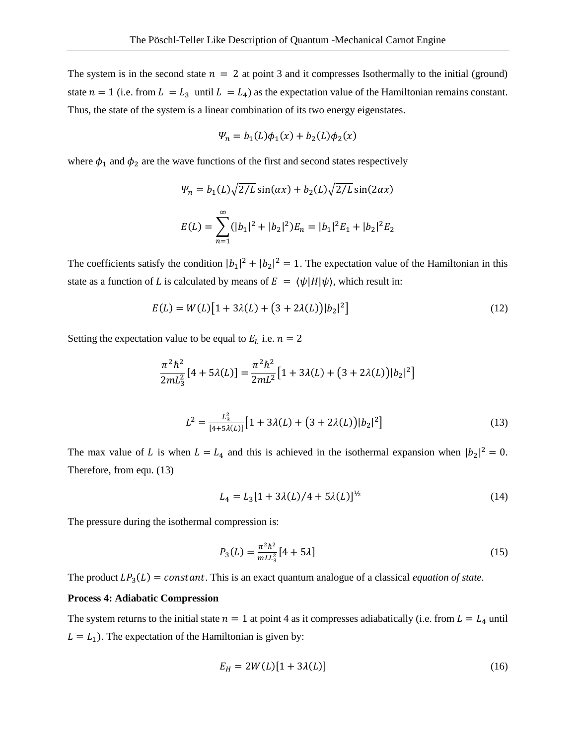The system is in the second state $n = 2$ at point 3 and it compresses Isothermally to the initial (ground) state $n = 1$ (i.e. from $L = L_3$ until $L = L_4$) as the expectation value of the Hamiltonian remains constant. Thus, the state of the system is a linear combination of its two energy eigenstates.

$$\Psi_n = b_1(L)\phi_1(x) + b_2(L)\phi_2(x)$$

where $\phi_1$ and $\phi_2$ are the wave functions of the first and second states respectively

$$\Psi_n = b_1(L)\sqrt{2/L}\sin(\alpha x) + b_2(L)\sqrt{2/L}\sin(2\alpha x)$$

$$E(L) = \sum_{n=1}^{\infty}(|b_1|^2 + |b_2|^2)E_n = |b_1|^2 E_1 + |b_2|^2 E_2$$

The coefficients satisfy the condition $|b_1|^2 + |b_2|^2 = 1$. The expectation value of the Hamiltonian in this state as a function of *L* is calculated by means of $E = \langle\psi|H|\psi\rangle$, which result in:

$$E(L) = W(L)\left[1 + 3\lambda(L) + \left(3 + 2\lambda(L)\right)|b_2|^2\right] \tag{12}$$

Setting the expectation value to be equal to $E_L$ i.e. $n = 2$

$$\frac{\pi^2\hbar^2}{2mL_3^2}[4 + 5\lambda(L)] = \frac{\pi^2\hbar^2}{2mL^2}\left[1 + 3\lambda(L) + \left(3 + 2\lambda(L)\right)|b_2|^2\right]$$

$$L^2 = \frac{L_3^2}{[4+5\lambda(L)]}\left[1 + 3\lambda(L) + \left(3 + 2\lambda(L)\right)|b_2|^2\right] \tag{13}$$

The max value of *L* is when $L = L_4$ and this is achieved in the isothermal expansion when $|b_2|^2 = 0$. Therefore, from equ. (13)

$$L_4 = L_3[1 + 3\lambda(L)/4 + 5\lambda(L)]^{½} \tag{14}$$

The pressure during the isothermal compression is:

$$P_3(L) = \frac{\pi^2\hbar^2}{mLL_3^2}[4 + 5\lambda] \tag{15}$$

The product $LP_3(L) = constant$. This is an exact quantum analogue of a classical *equation of state*.

**Process 4: Adiabatic Compression**

The system returns to the initial state $n = 1$ at point 4 as it compresses adiabatically (i.e. from $L = L_4$ until $L = L_1$). The expectation of the Hamiltonian is given by:

$$E_H = 2W(L)[1 + 3\lambda(L)] \tag{16}$$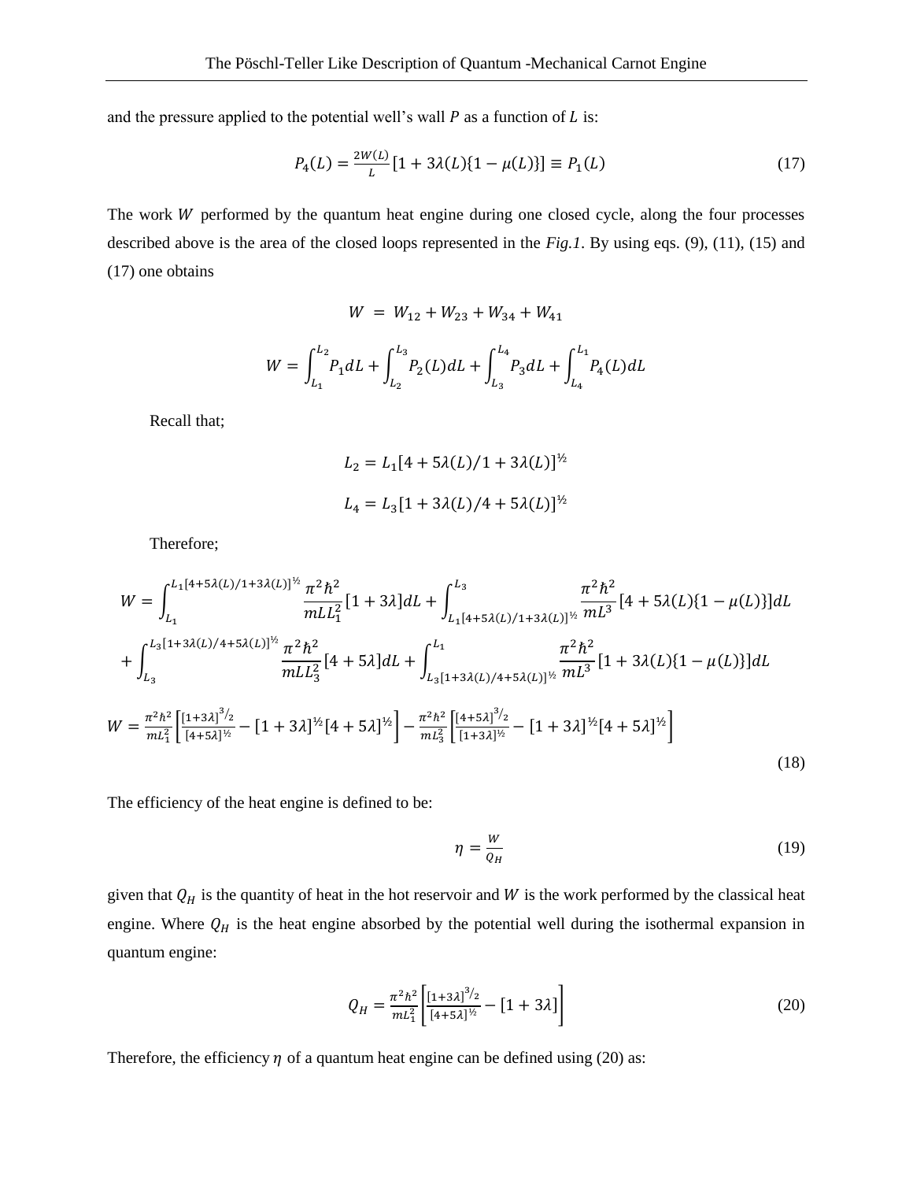and the pressure applied to the potential well's wall $P$ as a function of $L$ is:

$$P_4(L) = \frac{2W(L)}{L}[1 + 3\lambda(L)\{1 - \mu(L)\}] \equiv P_1(L) \tag{17}$$

The work $W$ performed by the quantum heat engine during one closed cycle, along the four processes described above is the area of the closed loops represented in the *Fig.1*. By using eqs. (9), (11), (15) and (17) one obtains

$$W = W_{12} + W_{23} + W_{34} + W_{41}$$

$$W = \int_{L_1}^{L_2} P_1 dL + \int_{L_2}^{L_3} P_2(L) dL + \int_{L_3}^{L_4} P_3 dL + \int_{L_4}^{L_1} P_4(L) dL$$

Recall that;

$$L_2 = L_1[4 + 5\lambda(L)/1 + 3\lambda(L)]^{½}$$

$$L_4 = L_3[1 + 3\lambda(L)/4 + 5\lambda(L)]^{½}$$

Therefore;

$$W = \int_{L_1}^{L_1[4+5\lambda(L)/1+3\lambda(L)]^{½}} \frac{\pi^2\hbar^2}{mLL_1^2}[1 + 3\lambda]dL + \int_{L_1[4+5\lambda(L)/1+3\lambda(L)]^{½}}^{L_3} \frac{\pi^2\hbar^2}{mL^3}[4 + 5\lambda(L)\{1 - \mu(L)\}]dL$$

$$+ \int_{L_3}^{L_3[1+3\lambda(L)/4+5\lambda(L)]^{½}} \frac{\pi^2\hbar^2}{mLL_3^2}[4 + 5\lambda]dL + \int_{L_3[1+3\lambda(L)/4+5\lambda(L)]^{½}}^{L_1} \frac{\pi^2\hbar^2}{mL^3}[1 + 3\lambda(L)\{1 - \mu(L)\}]dL$$

$$W = \frac{\pi^2\hbar^2}{mL_1^2}\left[\frac{[1+3\lambda]^{3/2}}{[4+5\lambda]^{½}} - [1 + 3\lambda]^{½}[4 + 5\lambda]^{½}\right] - \frac{\pi^2\hbar^2}{mL_3^2}\left[\frac{[4+5\lambda]^{3/2}}{[1+3\lambda]^{½}} - [1 + 3\lambda]^{½}[4 + 5\lambda]^{½}\right] \tag{18}$$

The efficiency of the heat engine is defined to be:

$$\eta = \frac{W}{Q_H} \tag{19}$$

given that $Q_H$ is the quantity of heat in the hot reservoir and $W$ is the work performed by the classical heat engine. Where $Q_H$ is the heat engine absorbed by the potential well during the isothermal expansion in quantum engine:

$$Q_H = \frac{\pi^2\hbar^2}{mL_1^2}\left[\frac{[1+3\lambda]^{3/2}}{[4+5\lambda]^{½}} - [1 + 3\lambda]\right] \tag{20}$$

Therefore, the efficiency $\eta$ of a quantum heat engine can be defined using (20) as: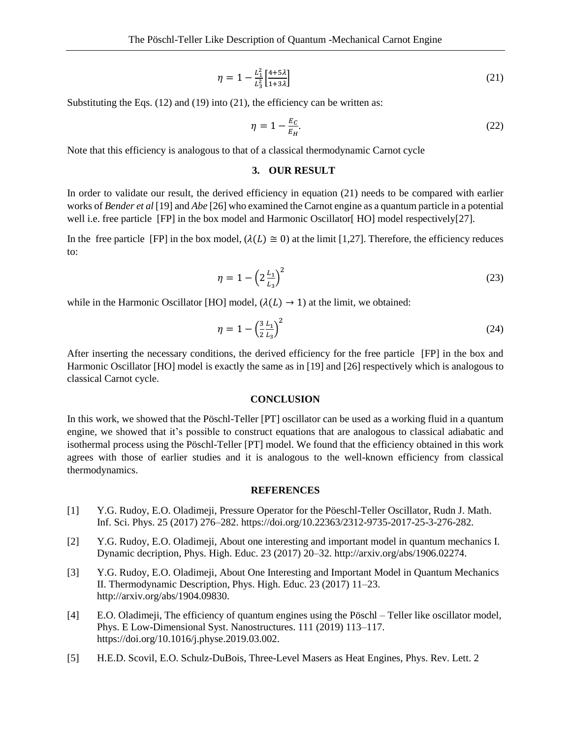$$\eta = 1 - \frac{L_1^2}{L_3^2}\left[\frac{4+5\lambda}{1+3\lambda}\right] \tag{21}$$

Substituting the Eqs. (12) and (19) into (21), the efficiency can be written as:

$$\eta = 1 - \frac{E_C}{E_H}. \tag{22}$$

Note that this efficiency is analogous to that of a classical thermodynamic Carnot cycle

## 3. OUR RESULT

In order to validate our result, the derived efficiency in equation (21) needs to be compared with earlier works of *Bender et al* [19] and *Abe* [26] who examined the Carnot engine as a quantum particle in a potential well i.e. free particle [FP] in the box model and Harmonic Oscillator[ HO] model respectively[27].

In the free particle [FP] in the box model, ($\lambda(L) \cong 0$) at the limit [1,27]. Therefore, the efficiency reduces to:

$$\eta = 1 - \left(2\frac{L_1}{L_3}\right)^2 \tag{23}$$

while in the Harmonic Oscillator [HO] model, ($\lambda(L) \rightarrow 1$) at the limit, we obtained:

$$\eta = 1 - \left(\frac{3}{2}\frac{L_1}{L_3}\right)^2 \tag{24}$$

After inserting the necessary conditions, the derived efficiency for the free particle [FP] in the box and Harmonic Oscillator [HO] model is exactly the same as in [19] and [26] respectively which is analogous to classical Carnot cycle.

## CONCLUSION

In this work, we showed that the Pöschl-Teller [PT] oscillator can be used as a working fluid in a quantum engine, we showed that it's possible to construct equations that are analogous to classical adiabatic and isothermal process using the Pöschl-Teller [PT] model. We found that the efficiency obtained in this work agrees with those of earlier studies and it is analogous to the well-known efficiency from classical thermodynamics.

## REFERENCES

[1] Y.G. Rudoy, E.O. Oladimeji, Pressure Operator for the Pöeschl-Teller Oscillator, Rudn J. Math. Inf. Sci. Phys. 25 (2017) 276–282. https://doi.org/10.22363/2312-9735-2017-25-3-276-282.

[2] Y.G. Rudoy, E.O. Oladimeji, About one interesting and important model in quantum mechanics I. Dynamic decription, Phys. High. Educ. 23 (2017) 20–32. http://arxiv.org/abs/1906.02274.

[3] Y.G. Rudoy, E.O. Oladimeji, About One Interesting and Important Model in Quantum Mechanics II. Thermodynamic Description, Phys. High. Educ. 23 (2017) 11–23. http://arxiv.org/abs/1904.09830.

[4] E.O. Oladimeji, The efficiency of quantum engines using the Pöschl – Teller like oscillator model, Phys. E Low-Dimensional Syst. Nanostructures. 111 (2019) 113–117. https://doi.org/10.1016/j.physe.2019.03.002.

[5] H.E.D. Scovil, E.O. Schulz-DuBois, Three-Level Masers as Heat Engines, Phys. Rev. Lett. 2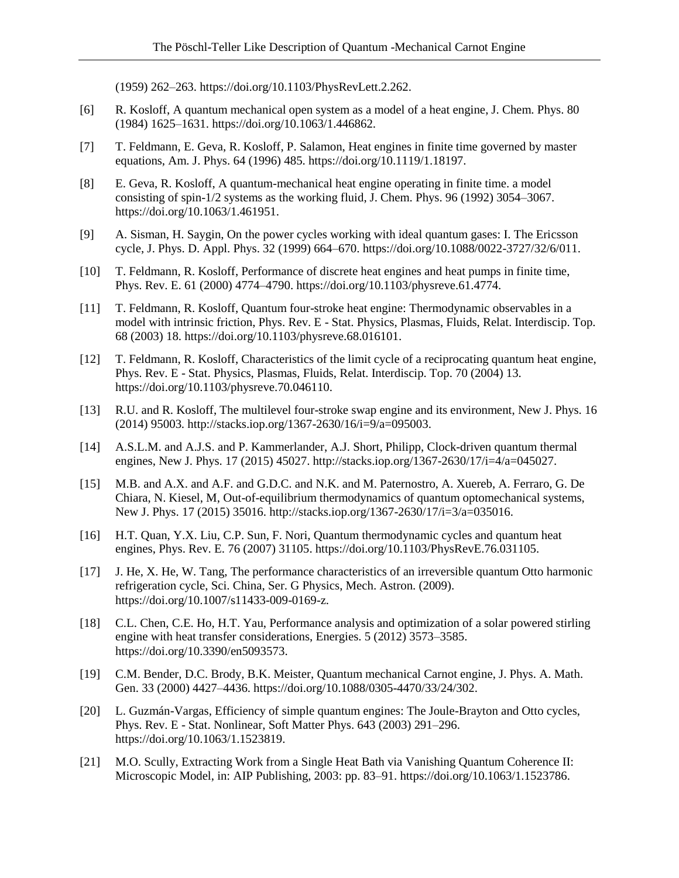(1959) 262–263. https://doi.org/10.1103/PhysRevLett.2.262.

[6] R. Kosloff, A quantum mechanical open system as a model of a heat engine, J. Chem. Phys. 80 (1984) 1625–1631. https://doi.org/10.1063/1.446862.

[7] T. Feldmann, E. Geva, R. Kosloff, P. Salamon, Heat engines in finite time governed by master equations, Am. J. Phys. 64 (1996) 485. https://doi.org/10.1119/1.18197.

[8] E. Geva, R. Kosloff, A quantum-mechanical heat engine operating in finite time. a model consisting of spin-1/2 systems as the working fluid, J. Chem. Phys. 96 (1992) 3054–3067. https://doi.org/10.1063/1.461951.

[9] A. Sisman, H. Saygin, On the power cycles working with ideal quantum gases: I. The Ericsson cycle, J. Phys. D. Appl. Phys. 32 (1999) 664–670. https://doi.org/10.1088/0022-3727/32/6/011.

[10] T. Feldmann, R. Kosloff, Performance of discrete heat engines and heat pumps in finite time, Phys. Rev. E. 61 (2000) 4774–4790. https://doi.org/10.1103/physreve.61.4774.

[11] T. Feldmann, R. Kosloff, Quantum four-stroke heat engine: Thermodynamic observables in a model with intrinsic friction, Phys. Rev. E - Stat. Physics, Plasmas, Fluids, Relat. Interdiscip. Top. 68 (2003) 18. https://doi.org/10.1103/physreve.68.016101.

[12] T. Feldmann, R. Kosloff, Characteristics of the limit cycle of a reciprocating quantum heat engine, Phys. Rev. E - Stat. Physics, Plasmas, Fluids, Relat. Interdiscip. Top. 70 (2004) 13. https://doi.org/10.1103/physreve.70.046110.

[13] R.U. and R. Kosloff, The multilevel four-stroke swap engine and its environment, New J. Phys. 16 (2014) 95003. http://stacks.iop.org/1367-2630/16/i=9/a=095003.

[14] A.S.L.M. and A.J.S. and P. Kammerlander, A.J. Short, Philipp, Clock-driven quantum thermal engines, New J. Phys. 17 (2015) 45027. http://stacks.iop.org/1367-2630/17/i=4/a=045027.

[15] M.B. and A.X. and A.F. and G.D.C. and N.K. and M. Paternostro, A. Xuereb, A. Ferraro, G. De Chiara, N. Kiesel, M, Out-of-equilibrium thermodynamics of quantum optomechanical systems, New J. Phys. 17 (2015) 35016. http://stacks.iop.org/1367-2630/17/i=3/a=035016.

[16] H.T. Quan, Y.X. Liu, C.P. Sun, F. Nori, Quantum thermodynamic cycles and quantum heat engines, Phys. Rev. E. 76 (2007) 31105. https://doi.org/10.1103/PhysRevE.76.031105.

[17] J. He, X. He, W. Tang, The performance characteristics of an irreversible quantum Otto harmonic refrigeration cycle, Sci. China, Ser. G Physics, Mech. Astron. (2009). https://doi.org/10.1007/s11433-009-0169-z.

[18] C.L. Chen, C.E. Ho, H.T. Yau, Performance analysis and optimization of a solar powered stirling engine with heat transfer considerations, Energies. 5 (2012) 3573–3585. https://doi.org/10.3390/en5093573.

[19] C.M. Bender, D.C. Brody, B.K. Meister, Quantum mechanical Carnot engine, J. Phys. A. Math. Gen. 33 (2000) 4427–4436. https://doi.org/10.1088/0305-4470/33/24/302.

[20] L. Guzmán-Vargas, Efficiency of simple quantum engines: The Joule-Brayton and Otto cycles, Phys. Rev. E - Stat. Nonlinear, Soft Matter Phys. 643 (2003) 291–296. https://doi.org/10.1063/1.1523819.

[21] M.O. Scully, Extracting Work from a Single Heat Bath via Vanishing Quantum Coherence II: Microscopic Model, in: AIP Publishing, 2003: pp. 83–91. https://doi.org/10.1063/1.1523786.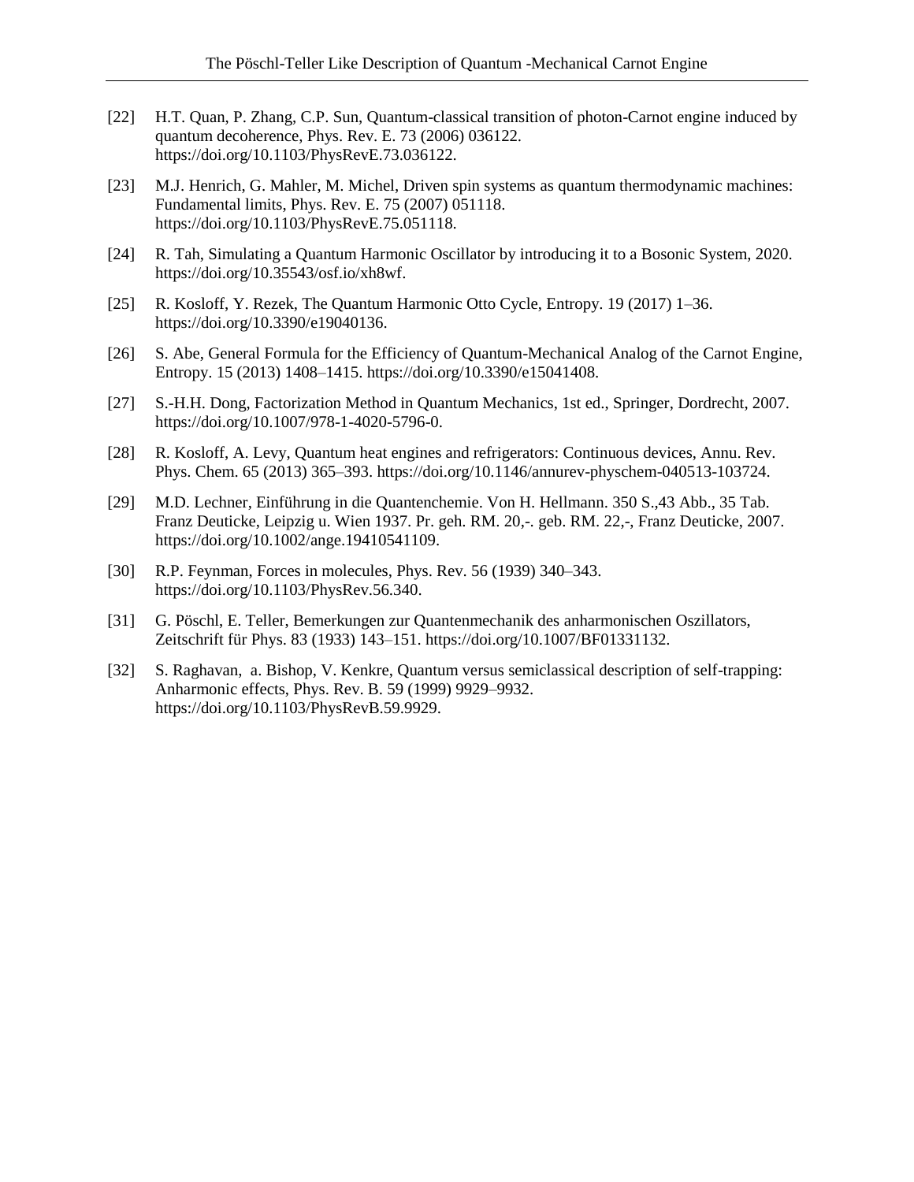[22] H.T. Quan, P. Zhang, C.P. Sun, Quantum-classical transition of photon-Carnot engine induced by quantum decoherence, Phys. Rev. E. 73 (2006) 036122. https://doi.org/10.1103/PhysRevE.73.036122.

[23] M.J. Henrich, G. Mahler, M. Michel, Driven spin systems as quantum thermodynamic machines: Fundamental limits, Phys. Rev. E. 75 (2007) 051118. https://doi.org/10.1103/PhysRevE.75.051118.

[24] R. Tah, Simulating a Quantum Harmonic Oscillator by introducing it to a Bosonic System, 2020. https://doi.org/10.35543/osf.io/xh8wf.

[25] R. Kosloff, Y. Rezek, The Quantum Harmonic Otto Cycle, Entropy. 19 (2017) 1–36. https://doi.org/10.3390/e19040136.

[26] S. Abe, General Formula for the Efficiency of Quantum-Mechanical Analog of the Carnot Engine, Entropy. 15 (2013) 1408–1415. https://doi.org/10.3390/e15041408.

[27] S.-H.H. Dong, Factorization Method in Quantum Mechanics, 1st ed., Springer, Dordrecht, 2007. https://doi.org/10.1007/978-1-4020-5796-0.

[28] R. Kosloff, A. Levy, Quantum heat engines and refrigerators: Continuous devices, Annu. Rev. Phys. Chem. 65 (2013) 365–393. https://doi.org/10.1146/annurev-physchem-040513-103724.

[29] M.D. Lechner, Einführung in die Quantenchemie. Von H. Hellmann. 350 S.,43 Abb., 35 Tab. Franz Deuticke, Leipzig u. Wien 1937. Pr. geh. RM. 20,-. geb. RM. 22,-, Franz Deuticke, 2007. https://doi.org/10.1002/ange.19410541109.

[30] R.P. Feynman, Forces in molecules, Phys. Rev. 56 (1939) 340–343. https://doi.org/10.1103/PhysRev.56.340.

[31] G. Pöschl, E. Teller, Bemerkungen zur Quantenmechanik des anharmonischen Oszillators, Zeitschrift für Phys. 83 (1933) 143–151. https://doi.org/10.1007/BF01331132.

[32] S. Raghavan, a. Bishop, V. Kenkre, Quantum versus semiclassical description of self-trapping: Anharmonic effects, Phys. Rev. B. 59 (1999) 9929–9932. https://doi.org/10.1103/PhysRevB.59.9929.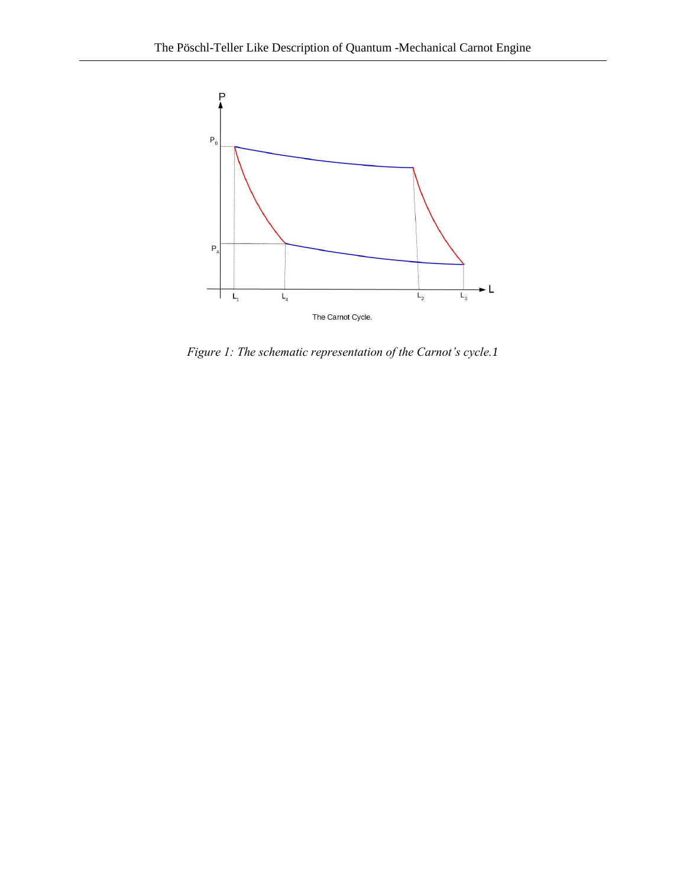P

$P_B$

$P_A$

L

$L_1$

$L_4$

$L_2$

$L_3$

The Carnot Cycle.

*Figure 1: The schematic representation of the Carnot's cycle.1*